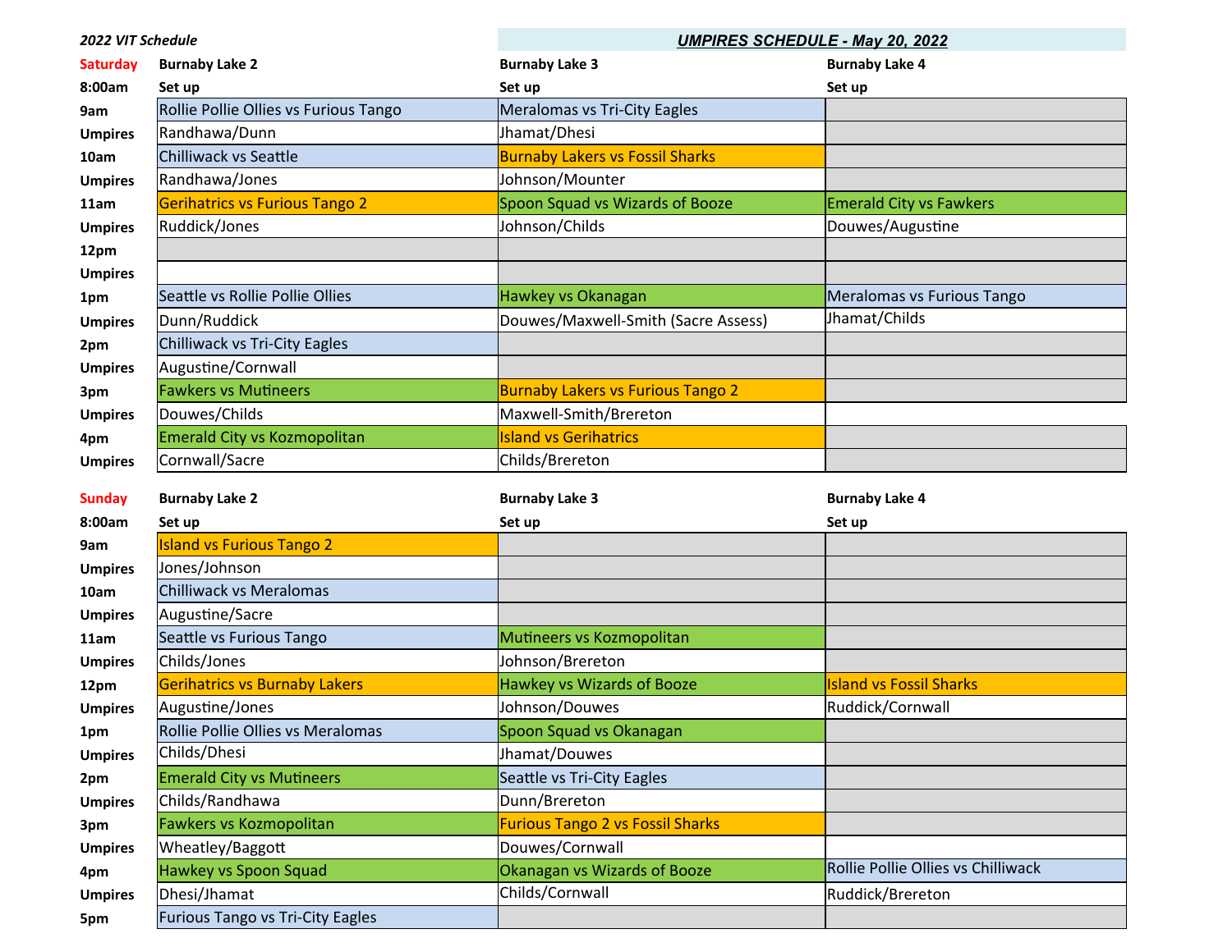*2022 VIT Schedule*

***UMPIRES SCHEDULE - May 20, 2022***

| Saturday | Burnaby Lake 2 | Burnaby Lake 3 | Burnaby Lake 4 |
|---|---|---|---|
| 8:00am | Set up | Set up | Set up |
| 9am | Rollie Pollie Ollies vs Furious Tango | Meralomas vs Tri-City Eagles | |
| Umpires | Randhawa/Dunn | Jhamat/Dhesi | |
| 10am | Chilliwack vs Seattle | Burnaby Lakers vs Fossil Sharks | |
| Umpires | Randhawa/Jones | Johnson/Mounter | |
| 11am | Gerihatrics vs Furious Tango 2 | Spoon Squad vs Wizards of Booze | Emerald City vs Fawkers |
| Umpires | Ruddick/Jones | Johnson/Childs | Douwes/Augustine |
| 12pm | | | |
| Umpires | | | |
| 1pm | Seattle vs Rollie Pollie Ollies | Hawkey vs Okanagan | Meralomas vs Furious Tango |
| Umpires | Dunn/Ruddick | Douwes/Maxwell-Smith (Sacre Assess) | Jhamat/Childs |
| 2pm | Chilliwack vs Tri-City Eagles | | |
| Umpires | Augustine/Cornwall | | |
| 3pm | Fawkers vs Mutineers | Burnaby Lakers vs Furious Tango 2 | |
| Umpires | Douwes/Childs | Maxwell-Smith/Brereton | |
| 4pm | Emerald City vs Kozmopolitan | Island vs Gerihatrics | |
| Umpires | Cornwall/Sacre | Childs/Brereton | |

| Sunday | Burnaby Lake 2 | Burnaby Lake 3 | Burnaby Lake 4 |
|---|---|---|---|
| 8:00am | Set up | Set up | Set up |
| 9am | Island vs Furious Tango 2 | | |
| Umpires | Jones/Johnson | | |
| 10am | Chilliwack vs Meralomas | | |
| Umpires | Augustine/Sacre | | |
| 11am | Seattle vs Furious Tango | Mutineers vs Kozmopolitan | |
| Umpires | Childs/Jones | Johnson/Brereton | |
| 12pm | Gerihatrics vs Burnaby Lakers | Hawkey vs Wizards of Booze | Island vs Fossil Sharks |
| Umpires | Augustine/Jones | Johnson/Douwes | Ruddick/Cornwall |
| 1pm | Rollie Pollie Ollies vs Meralomas | Spoon Squad vs Okanagan | |
| Umpires | Childs/Dhesi | Jhamat/Douwes | |
| 2pm | Emerald City vs Mutineers | Seattle vs Tri-City Eagles | |
| Umpires | Childs/Randhawa | Dunn/Brereton | |
| 3pm | Fawkers vs Kozmopolitan | Furious Tango 2 vs Fossil Sharks | |
| Umpires | Wheatley/Baggott | Douwes/Cornwall | |
| 4pm | Hawkey vs Spoon Squad | Okanagan vs Wizards of Booze | Rollie Pollie Ollies vs Chilliwack |
| Umpires | Dhesi/Jhamat | Childs/Cornwall | Ruddick/Brereton |
| 5pm | Furious Tango vs Tri-City Eagles | | |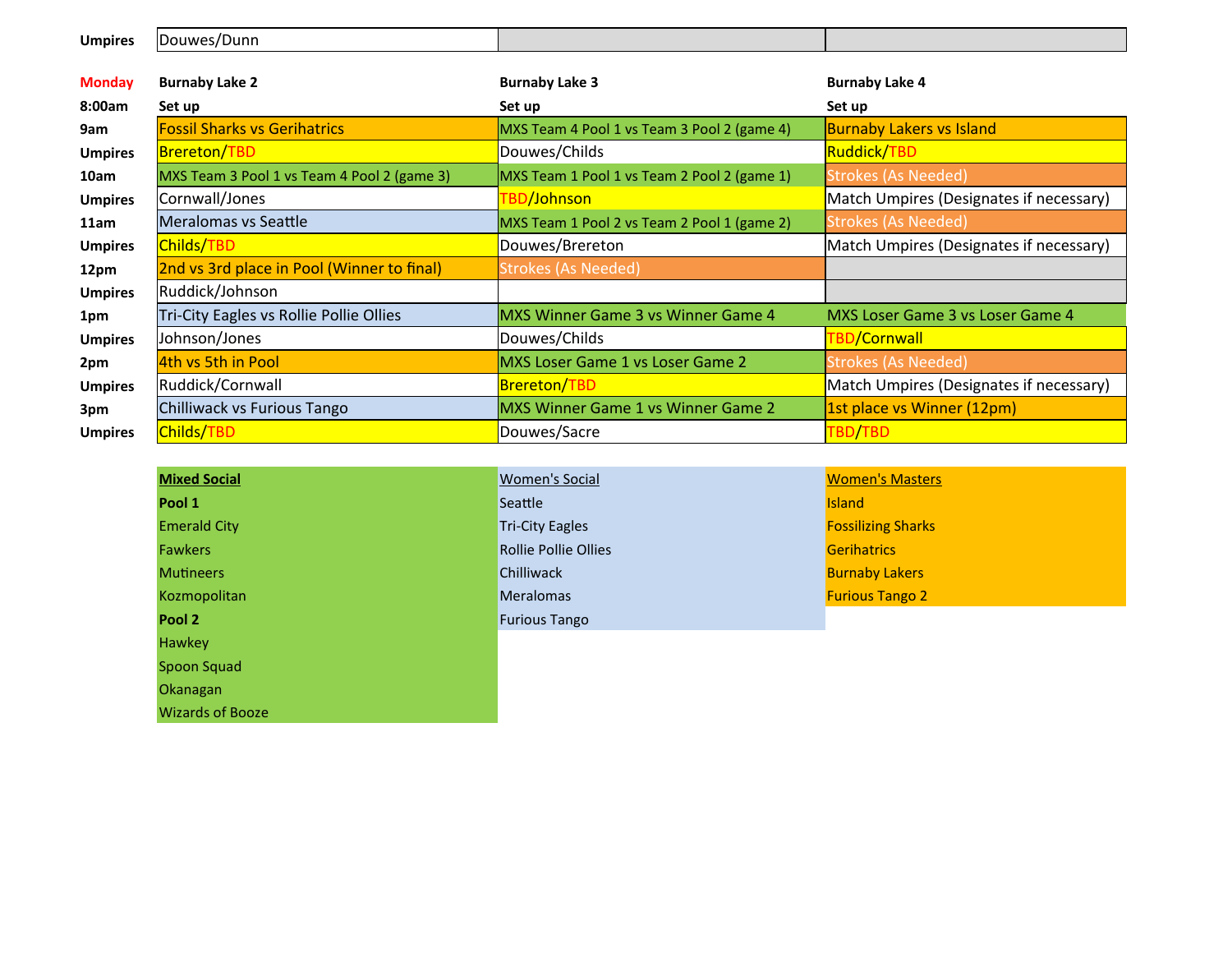| | | | |
|---|---|---|---|
| **Umpires** | Douwes/Dunn | | |
| **Monday** | **Burnaby Lake 2** | **Burnaby Lake 3** | **Burnaby Lake 4** |
| **8:00am** | **Set up** | **Set up** | **Set up** |
| **9am** | Fossil Sharks vs Gerihatrics | MXS Team 4 Pool 1 vs Team 3 Pool 2 (game 4) | Burnaby Lakers vs Island |
| **Umpires** | Brereton/TBD | Douwes/Childs | Ruddick/TBD |
| **10am** | MXS Team 3 Pool 1 vs Team 4 Pool 2 (game 3) | MXS Team 1 Pool 1 vs Team 2 Pool 2 (game 1) | Strokes (As Needed) |
| **Umpires** | Cornwall/Jones | TBD/Johnson | Match Umpires (Designates if necessary) |
| **11am** | Meralomas vs Seattle | MXS Team 1 Pool 2 vs Team 2 Pool 1 (game 2) | Strokes (As Needed) |
| **Umpires** | Childs/TBD | Douwes/Brereton | Match Umpires (Designates if necessary) |
| **12pm** | 2nd vs 3rd place in Pool (Winner to final) | Strokes (As Needed) | |
| **Umpires** | Ruddick/Johnson | | |
| **1pm** | Tri-City Eagles vs Rollie Pollie Ollies | MXS Winner Game 3 vs Winner Game 4 | MXS Loser Game 3 vs Loser Game 4 |
| **Umpires** | Johnson/Jones | Douwes/Childs | TBD/Cornwall |
| **2pm** | 4th vs 5th in Pool | MXS Loser Game 1 vs Loser Game 2 | Strokes (As Needed) |
| **Umpires** | Ruddick/Cornwall | Brereton/TBD | Match Umpires (Designates if necessary) |
| **3pm** | Chilliwack vs Furious Tango | MXS Winner Game 1 vs Winner Game 2 | 1st place vs Winner (12pm) |
| **Umpires** | Childs/TBD | Douwes/Sacre | TBD/TBD |

| Mixed Social | Women's Social | Women's Masters |
|---|---|---|
| **Pool 1** | Seattle | Island |
| Emerald City | Tri-City Eagles | Fossilizing Sharks |
| Fawkers | Rollie Pollie Ollies | Gerihatrics |
| Mutineers | Chilliwack | Burnaby Lakers |
| Kozmopolitan | Meralomas | Furious Tango 2 |
| **Pool 2** | Furious Tango | |
| Hawkey | | |
| Spoon Squad | | |
| Okanagan | | |
| Wizards of Booze | | |